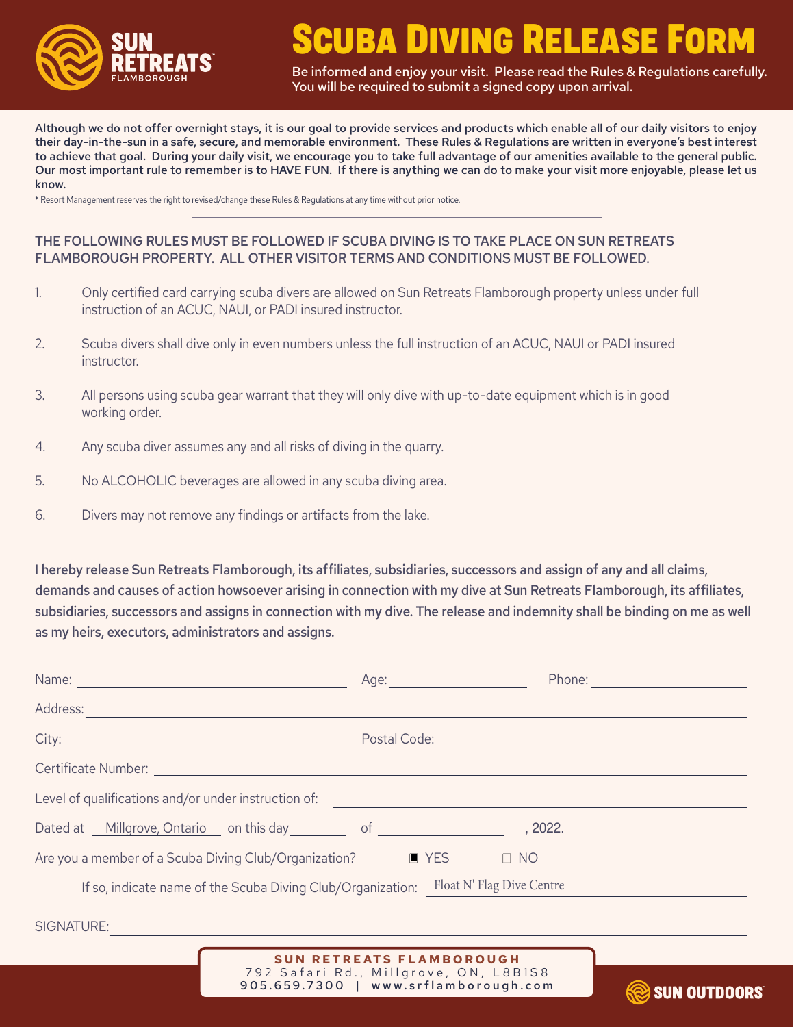# Scuba Diving Release Form

**Be informed and enjoy your visit. Please read the Rules & Regulations carefully. You will be required to submit a signed copy upon arrival.**

**Although we do not offer overnight stays, it is our goal to provide services and products which enable all of our daily visitors to enjoy their day-in-the-sun in a safe, secure, and memorable environment. These Rules & Regulations are written in everyone's best interest to achieve that goal. During your daily visit, we encourage you to take full advantage of our amenities available to the general public. Our most important rule to remember is to HAVE FUN. If there is anything we can do to make your visit more enjoyable, please let us know.**

\* Resort Management reserves the right to revised/change these Rules & Regulations at any time without prior notice.

---

## THE FOLLOWING RULES MUST BE FOLLOWED IF SCUBA DIVING IS TO TAKE PLACE ON SUN RETREATS FLAMBOROUGH PROPERTY. ALL OTHER VISITOR TERMS AND CONDITIONS MUST BE FOLLOWED.

1. Only certified card carrying scuba divers are allowed on Sun Retreats Flamborough property unless under full instruction of an ACUC, NAUI, or PADI insured instructor.
2. Scuba divers shall dive only in even numbers unless the full instruction of an ACUC, NAUI or PADI insured instructor.
3. All persons using scuba gear warrant that they will only dive with up-to-date equipment which is in good working order.
4. Any scuba diver assumes any and all risks of diving in the quarry.
5. No ALCOHOLIC beverages are allowed in any scuba diving area.
6. Divers may not remove any findings or artifacts from the lake.

---

**I hereby release Sun Retreats Flamborough, its affiliates, subsidiaries, successors and assign of any and all claims, demands and causes of action howsoever arising in connection with my dive at Sun Retreats Flamborough, its affiliates, subsidiaries, successors and assigns in connection with my dive. The release and indemnity shall be binding on me as well as my heirs, executors, administrators and assigns.**

Name: ______________________ Age: __________ Phone: ______________

Address: ______________________________________________

City: ______________________ Postal Code: ______________________

Certificate Number: ______________________________________________

Level of qualifications and/or under instruction of: ______________________

Dated at Millgrove, Ontario on this day ________ of ______________, 2022.

Are you a member of a Scuba Diving Club/Organization? ■ YES ☐ NO

If so, indicate name of the Scuba Diving Club/Organization: Float N' Flag Dive Centre

SIGNATURE: ______________________________________________

**SUN RETREATS FLAMBOROUGH**
792 Safari Rd., Millgrove, ON, L8B1S8
**905.659.7300 | www.srflamborough.com**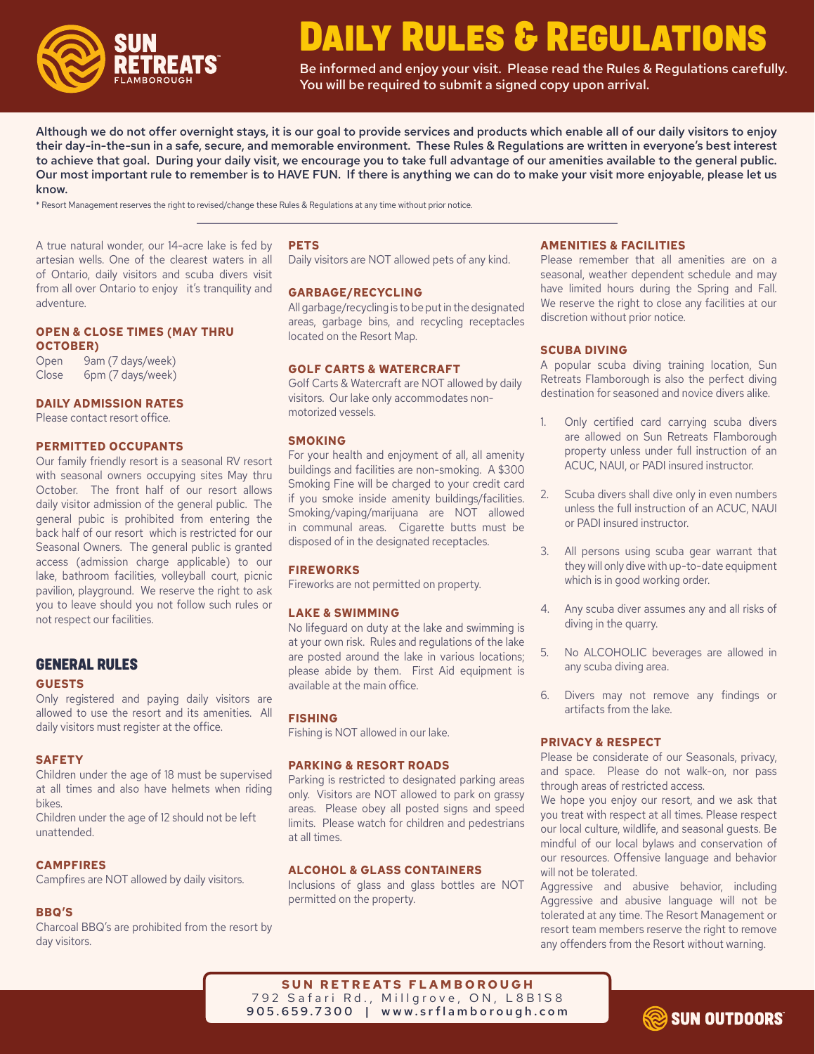# Daily Rules & Regulations

**Be informed and enjoy your visit. Please read the Rules & Regulations carefully. You will be required to submit a signed copy upon arrival.**

**Although we do not offer overnight stays, it is our goal to provide services and products which enable all of our daily visitors to enjoy their day-in-the-sun in a safe, secure, and memorable environment. These Rules & Regulations are written in everyone's best interest to achieve that goal. During your daily visit, we encourage you to take full advantage of our amenities available to the general public. Our most important rule to remember is to HAVE FUN. If there is anything we can do to make your visit more enjoyable, please let us know.**

\* Resort Management reserves the right to revised/change these Rules & Regulations at any time without prior notice.

A true natural wonder, our 14-acre lake is fed by artesian wells. One of the clearest waters in all of Ontario, daily visitors and scuba divers visit from all over Ontario to enjoy it's tranquility and adventure.

### OPEN & CLOSE TIMES (MAY THRU OCTOBER)

Open 9am (7 days/week)
Close 6pm (7 days/week)

### DAILY ADMISSION RATES

Please contact resort office.

### PERMITTED OCCUPANTS

Our family friendly resort is a seasonal RV resort with seasonal owners occupying sites May thru October. The front half of our resort allows daily visitor admission of the general public. The general pubic is prohibited from entering the back half of our resort which is restricted for our Seasonal Owners. The general public is granted access (admission charge applicable) to our lake, bathroom facilities, volleyball court, picnic pavilion, playground. We reserve the right to ask you to leave should you not follow such rules or not respect our facilities.

## GENERAL RULES

### GUESTS

Only registered and paying daily visitors are allowed to use the resort and its amenities. All daily visitors must register at the office.

### SAFETY

Children under the age of 18 must be supervised at all times and also have helmets when riding bikes.
Children under the age of 12 should not be left unattended.

### CAMPFIRES

Campfires are NOT allowed by daily visitors.

### BBQ'S

Charcoal BBQ's are prohibited from the resort by day visitors.

### PETS

Daily visitors are NOT allowed pets of any kind.

### GARBAGE/RECYCLING

All garbage/recycling is to be put in the designated areas, garbage bins, and recycling receptacles located on the Resort Map.

### GOLF CARTS & WATERCRAFT

Golf Carts & Watercraft are NOT allowed by daily visitors. Our lake only accommodates non-motorized vessels.

### SMOKING

For your health and enjoyment of all, all amenity buildings and facilities are non-smoking. A $300 Smoking Fine will be charged to your credit card if you smoke inside amenity buildings/facilities. Smoking/vaping/marijuana are NOT allowed in communal areas. Cigarette butts must be disposed of in the designated receptacles.

### FIREWORKS

Fireworks are not permitted on property.

### LAKE & SWIMMING

No lifeguard on duty at the lake and swimming is at your own risk. Rules and regulations of the lake are posted around the lake in various locations; please abide by them. First Aid equipment is available at the main office.

### FISHING

Fishing is NOT allowed in our lake.

### PARKING & RESORT ROADS

Parking is restricted to designated parking areas only. Visitors are NOT allowed to park on grassy areas. Please obey all posted signs and speed limits. Please watch for children and pedestrians at all times.

### ALCOHOL & GLASS CONTAINERS

Inclusions of glass and glass bottles are NOT permitted on the property.

### AMENITIES & FACILITIES

Please remember that all amenities are on a seasonal, weather dependent schedule and may have limited hours during the Spring and Fall. We reserve the right to close any facilities at our discretion without prior notice.

### SCUBA DIVING

A popular scuba diving training location, Sun Retreats Flamborough is also the perfect diving destination for seasoned and novice divers alike.

1. Only certified card carrying scuba divers are allowed on Sun Retreats Flamborough property unless under full instruction of an ACUC, NAUI, or PADI insured instructor.
2. Scuba divers shall dive only in even numbers unless the full instruction of an ACUC, NAUI or PADI insured instructor.
3. All persons using scuba gear warrant that they will only dive with up-to-date equipment which is in good working order.
4. Any scuba diver assumes any and all risks of diving in the quarry.
5. No ALCOHOLIC beverages are allowed in any scuba diving area.
6. Divers may not remove any findings or artifacts from the lake.

### PRIVACY & RESPECT

Please be considerate of our Seasonals, privacy, and space. Please do not walk-on, nor pass through areas of restricted access.
We hope you enjoy our resort, and we ask that you treat with respect at all times. Please respect our local culture, wildlife, and seasonal guests. Be mindful of our local bylaws and conservation of our resources. Offensive language and behavior will not be tolerated.
Aggressive and abusive behavior, including Aggressive and abusive language will not be tolerated at any time. The Resort Management or resort team members reserve the right to remove any offenders from the Resort without warning.

**SUN RETREATS FLAMBOROUGH**
792 Safari Rd., Millgrove, ON, L8B1S8
**905.659.7300 | www.srflamborough.com**